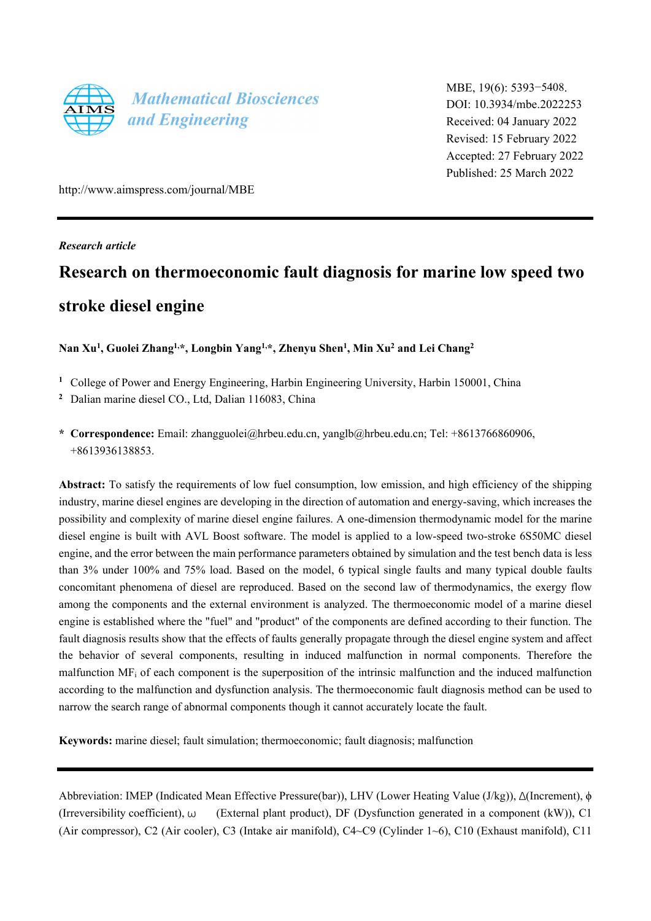Mathematical Biosciences and Engineering

MBE, 19(6): 5393−5408.
DOI: 10.3934/mbe.2022253
Received: 04 January 2022
Revised: 15 February 2022
Accepted: 27 February 2022
Published: 25 March 2022

http://www.aimspress.com/journal/MBE

*Research article*

# Research on thermoeconomic fault diagnosis for marine low speed two stroke diesel engine

**Nan Xu[1], Guolei Zhang[1,*], Longbin Yang[1,*], Zhenyu Shen[1], Min Xu[2] and Lei Chang[2]**

[1] College of Power and Energy Engineering, Harbin Engineering University, Harbin 150001, China
[2] Dalian marine diesel CO., Ltd, Dalian 116083, China

**\* Correspondence:** Email: zhangguolei@hrbeu.edu.cn, yanglb@hrbeu.edu.cn; Tel: +8613766860906, +8613936138853.

**Abstract:** To satisfy the requirements of low fuel consumption, low emission, and high efficiency of the shipping industry, marine diesel engines are developing in the direction of automation and energy-saving, which increases the possibility and complexity of marine diesel engine failures. A one-dimension thermodynamic model for the marine diesel engine is built with AVL Boost software. The model is applied to a low-speed two-stroke 6S50MC diesel engine, and the error between the main performance parameters obtained by simulation and the test bench data is less than 3% under 100% and 75% load. Based on the model, 6 typical single faults and many typical double faults concomitant phenomena of diesel are reproduced. Based on the second law of thermodynamics, the exergy flow among the components and the external environment is analyzed. The thermoeconomic model of a marine diesel engine is established where the "fuel" and "product" of the components are defined according to their function. The fault diagnosis results show that the effects of faults generally propagate through the diesel engine system and affect the behavior of several components, resulting in induced malfunction in normal components. Therefore the malfunction $MF_i$ of each component is the superposition of the intrinsic malfunction and the induced malfunction according to the malfunction and dysfunction analysis. The thermoeconomic fault diagnosis method can be used to narrow the search range of abnormal components though it cannot accurately locate the fault.

**Keywords:** marine diesel; fault simulation; thermoeconomic; fault diagnosis; malfunction

---

Abbreviation: IMEP (Indicated Mean Effective Pressure(bar)), LHV (Lower Heating Value (J/kg)), $\Delta$(Increment), $\phi$ (Irreversibility coefficient), $\omega$ (External plant product), DF (Dysfunction generated in a component (kW)), C1 (Air compressor), C2 (Air cooler), C3 (Intake air manifold), C4~C9 (Cylinder 1~6), C10 (Exhaust manifold), C11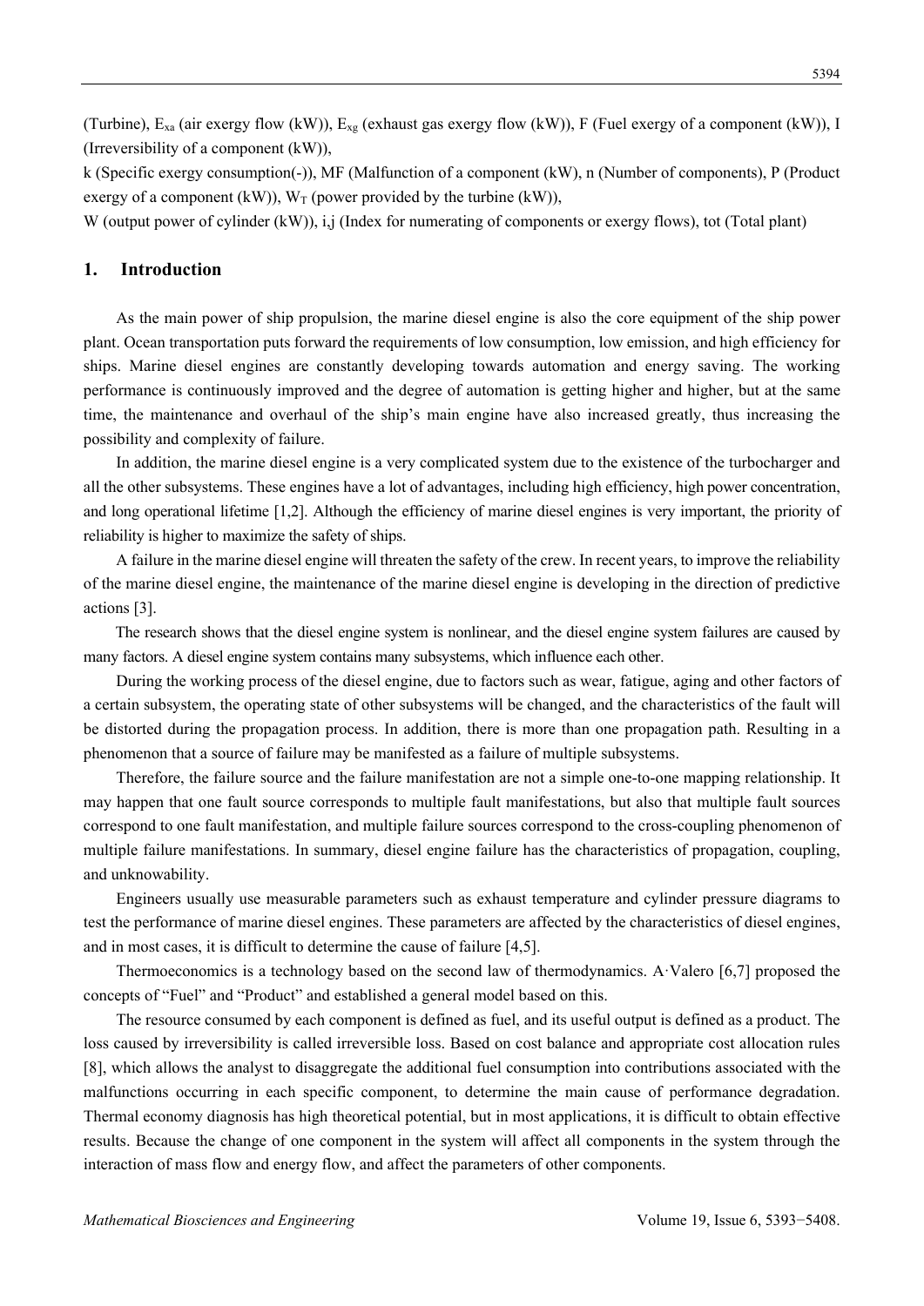(Turbine), $E_{xa}$ (air exergy flow (kW)), $E_{xg}$ (exhaust gas exergy flow (kW)), F (Fuel exergy of a component (kW)), I (Irreversibility of a component (kW)),

k (Specific exergy consumption(-)), MF (Malfunction of a component (kW), n (Number of components), P (Product exergy of a component (kW)), $W_T$ (power provided by the turbine (kW)),

W (output power of cylinder (kW)), i,j (Index for numerating of components or exergy flows), tot (Total plant)

## 1. Introduction

As the main power of ship propulsion, the marine diesel engine is also the core equipment of the ship power plant. Ocean transportation puts forward the requirements of low consumption, low emission, and high efficiency for ships. Marine diesel engines are constantly developing towards automation and energy saving. The working performance is continuously improved and the degree of automation is getting higher and higher, but at the same time, the maintenance and overhaul of the ship's main engine have also increased greatly, thus increasing the possibility and complexity of failure.

In addition, the marine diesel engine is a very complicated system due to the existence of the turbocharger and all the other subsystems. These engines have a lot of advantages, including high efficiency, high power concentration, and long operational lifetime [1,2]. Although the efficiency of marine diesel engines is very important, the priority of reliability is higher to maximize the safety of ships.

A failure in the marine diesel engine will threaten the safety of the crew. In recent years, to improve the reliability of the marine diesel engine, the maintenance of the marine diesel engine is developing in the direction of predictive actions [3].

The research shows that the diesel engine system is nonlinear, and the diesel engine system failures are caused by many factors. A diesel engine system contains many subsystems, which influence each other.

During the working process of the diesel engine, due to factors such as wear, fatigue, aging and other factors of a certain subsystem, the operating state of other subsystems will be changed, and the characteristics of the fault will be distorted during the propagation process. In addition, there is more than one propagation path. Resulting in a phenomenon that a source of failure may be manifested as a failure of multiple subsystems.

Therefore, the failure source and the failure manifestation are not a simple one-to-one mapping relationship. It may happen that one fault source corresponds to multiple fault manifestations, but also that multiple fault sources correspond to one fault manifestation, and multiple failure sources correspond to the cross-coupling phenomenon of multiple failure manifestations. In summary, diesel engine failure has the characteristics of propagation, coupling, and unknowability.

Engineers usually use measurable parameters such as exhaust temperature and cylinder pressure diagrams to test the performance of marine diesel engines. These parameters are affected by the characteristics of diesel engines, and in most cases, it is difficult to determine the cause of failure [4,5].

Thermoeconomics is a technology based on the second law of thermodynamics. A·Valero [6,7] proposed the concepts of "Fuel" and "Product" and established a general model based on this.

The resource consumed by each component is defined as fuel, and its useful output is defined as a product. The loss caused by irreversibility is called irreversible loss. Based on cost balance and appropriate cost allocation rules [8], which allows the analyst to disaggregate the additional fuel consumption into contributions associated with the malfunctions occurring in each specific component, to determine the main cause of performance degradation. Thermal economy diagnosis has high theoretical potential, but in most applications, it is difficult to obtain effective results. Because the change of one component in the system will affect all components in the system through the interaction of mass flow and energy flow, and affect the parameters of other components.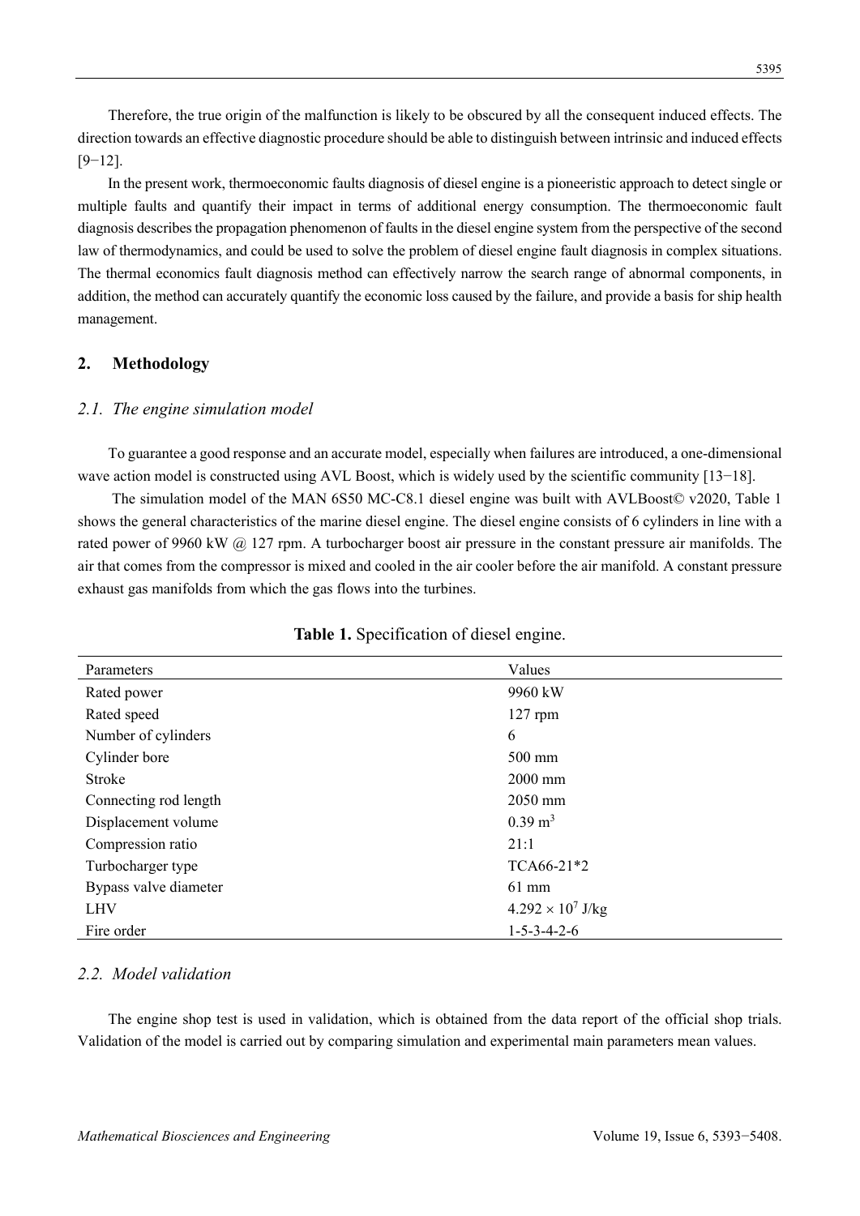Therefore, the true origin of the malfunction is likely to be obscured by all the consequent induced effects. The direction towards an effective diagnostic procedure should be able to distinguish between intrinsic and induced effects [9−12].

In the present work, thermoeconomic faults diagnosis of diesel engine is a pioneeristic approach to detect single or multiple faults and quantify their impact in terms of additional energy consumption. The thermoeconomic fault diagnosis describes the propagation phenomenon of faults in the diesel engine system from the perspective of the second law of thermodynamics, and could be used to solve the problem of diesel engine fault diagnosis in complex situations. The thermal economics fault diagnosis method can effectively narrow the search range of abnormal components, in addition, the method can accurately quantify the economic loss caused by the failure, and provide a basis for ship health management.

## 2. Methodology

### *2.1. The engine simulation model*

To guarantee a good response and an accurate model, especially when failures are introduced, a one-dimensional wave action model is constructed using AVL Boost, which is widely used by the scientific community [13−18].

The simulation model of the MAN 6S50 MC-C8.1 diesel engine was built with AVLBoost© v2020, Table 1 shows the general characteristics of the marine diesel engine. The diesel engine consists of 6 cylinders in line with a rated power of 9960 kW @ 127 rpm. A turbocharger boost air pressure in the constant pressure air manifolds. The air that comes from the compressor is mixed and cooled in the air cooler before the air manifold. A constant pressure exhaust gas manifolds from which the gas flows into the turbines.

**Table 1.** Specification of diesel engine.

| Parameters | Values |
|---|---|
| Rated power | 9960 kW |
| Rated speed | 127 rpm |
| Number of cylinders | 6 |
| Cylinder bore | 500 mm |
| Stroke | 2000 mm |
| Connecting rod length | 2050 mm |
| Displacement volume | 0.39 $m^3$ |
| Compression ratio | 21:1 |
| Turbocharger type | TCA66-21*2 |
| Bypass valve diameter | 61 mm |
| LHV | $4.292 \times 10^7$ J/kg |
| Fire order | 1-5-3-4-2-6 |

### *2.2. Model validation*

The engine shop test is used in validation, which is obtained from the data report of the official shop trials. Validation of the model is carried out by comparing simulation and experimental main parameters mean values.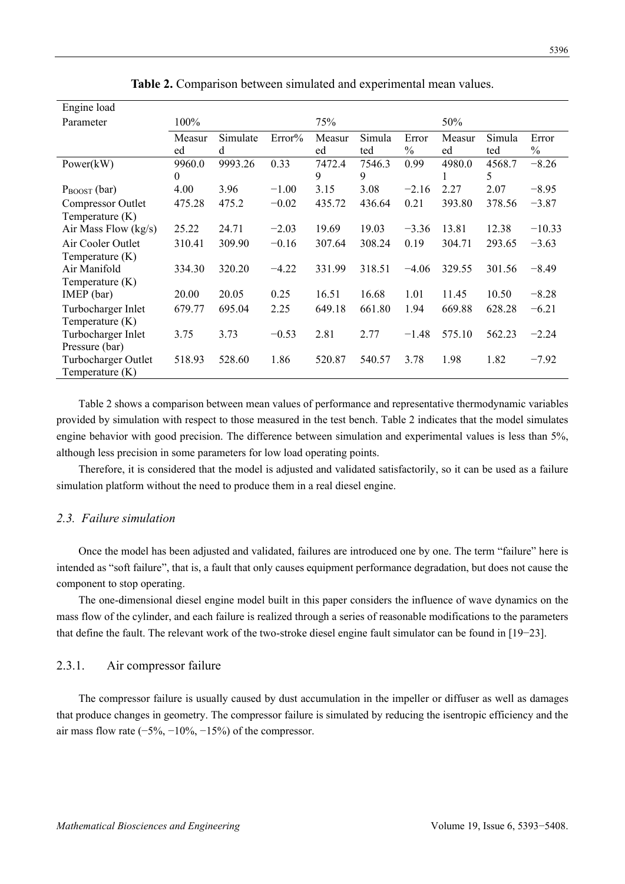**Table 2.** Comparison between simulated and experimental mean values.

| Engine load | | | | | | | | | |
|---|---|---|---|---|---|---|---|---|---|
| Parameter | 100% | | | 75% | | | 50% | | |
| | Measured | Simulated | Error% | Measured | Simulated | Error % | Measured | Simulated | Error % |
| Power(kW) | 9960.00 | 9993.26 | 0.33 | 7472.49 | 7546.39 | 0.99 | 4980.01 | 4568.75 | −8.26 |
| $P_{BOOST}$ (bar) | 4.00 | 3.96 | −1.00 | 3.15 | 3.08 | −2.16 | 2.27 | 2.07 | −8.95 |
| Compressor Outlet Temperature (K) | 475.28 | 475.2 | −0.02 | 435.72 | 436.64 | 0.21 | 393.80 | 378.56 | −3.87 |
| Air Mass Flow (kg/s) | 25.22 | 24.71 | −2.03 | 19.69 | 19.03 | −3.36 | 13.81 | 12.38 | −10.33 |
| Air Cooler Outlet Temperature (K) | 310.41 | 309.90 | −0.16 | 307.64 | 308.24 | 0.19 | 304.71 | 293.65 | −3.63 |
| Air Manifold Temperature (K) | 334.30 | 320.20 | −4.22 | 331.99 | 318.51 | −4.06 | 329.55 | 301.56 | −8.49 |
| IMEP (bar) | 20.00 | 20.05 | 0.25 | 16.51 | 16.68 | 1.01 | 11.45 | 10.50 | −8.28 |
| Turbocharger Inlet Temperature (K) | 679.77 | 695.04 | 2.25 | 649.18 | 661.80 | 1.94 | 669.88 | 628.28 | −6.21 |
| Turbocharger Inlet Pressure (bar) | 3.75 | 3.73 | −0.53 | 2.81 | 2.77 | −1.48 | 575.10 | 562.23 | −2.24 |
| Turbocharger Outlet Temperature (K) | 518.93 | 528.60 | 1.86 | 520.87 | 540.57 | 3.78 | 1.98 | 1.82 | −7.92 |

Table 2 shows a comparison between mean values of performance and representative thermodynamic variables provided by simulation with respect to those measured in the test bench. Table 2 indicates that the model simulates engine behavior with good precision. The difference between simulation and experimental values is less than 5%, although less precision in some parameters for low load operating points.

Therefore, it is considered that the model is adjusted and validated satisfactorily, so it can be used as a failure simulation platform without the need to produce them in a real diesel engine.

### *2.3. Failure simulation*

Once the model has been adjusted and validated, failures are introduced one by one. The term "failure" here is intended as "soft failure", that is, a fault that only causes equipment performance degradation, but does not cause the component to stop operating.

The one-dimensional diesel engine model built in this paper considers the influence of wave dynamics on the mass flow of the cylinder, and each failure is realized through a series of reasonable modifications to the parameters that define the fault. The relevant work of the two-stroke diesel engine fault simulator can be found in [19−23].

#### 2.3.1. Air compressor failure

The compressor failure is usually caused by dust accumulation in the impeller or diffuser as well as damages that produce changes in geometry. The compressor failure is simulated by reducing the isentropic efficiency and the air mass flow rate (−5%, −10%, −15%) of the compressor.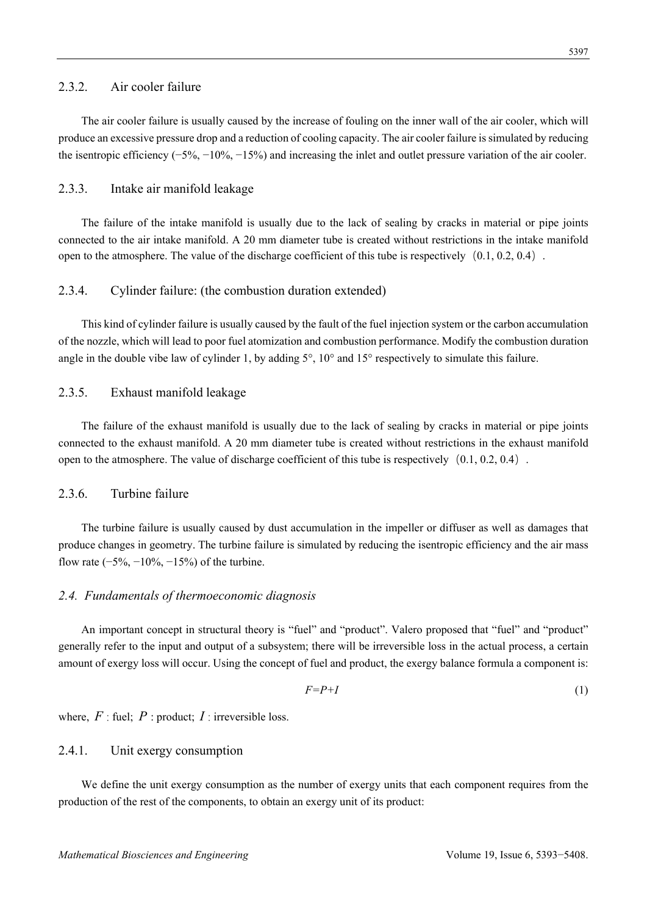#### 2.3.2. Air cooler failure

The air cooler failure is usually caused by the increase of fouling on the inner wall of the air cooler, which will produce an excessive pressure drop and a reduction of cooling capacity. The air cooler failure is simulated by reducing the isentropic efficiency (−5%, −10%, −15%) and increasing the inlet and outlet pressure variation of the air cooler.

#### 2.3.3. Intake air manifold leakage

The failure of the intake manifold is usually due to the lack of sealing by cracks in material or pipe joints connected to the air intake manifold. A 20 mm diameter tube is created without restrictions in the intake manifold open to the atmosphere. The value of the discharge coefficient of this tube is respectively（0.1, 0.2, 0.4）.

#### 2.3.4. Cylinder failure: (the combustion duration extended)

This kind of cylinder failure is usually caused by the fault of the fuel injection system or the carbon accumulation of the nozzle, which will lead to poor fuel atomization and combustion performance. Modify the combustion duration angle in the double vibe law of cylinder 1, by adding 5°, 10° and 15° respectively to simulate this failure.

#### 2.3.5. Exhaust manifold leakage

The failure of the exhaust manifold is usually due to the lack of sealing by cracks in material or pipe joints connected to the exhaust manifold. A 20 mm diameter tube is created without restrictions in the exhaust manifold open to the atmosphere. The value of discharge coefficient of this tube is respectively（0.1, 0.2, 0.4）.

#### 2.3.6. Turbine failure

The turbine failure is usually caused by dust accumulation in the impeller or diffuser as well as damages that produce changes in geometry. The turbine failure is simulated by reducing the isentropic efficiency and the air mass flow rate (−5%, −10%, −15%) of the turbine.

### *2.4. Fundamentals of thermoeconomic diagnosis*

An important concept in structural theory is "fuel" and "product". Valero proposed that "fuel" and "product" generally refer to the input and output of a subsystem; there will be irreversible loss in the actual process, a certain amount of exergy loss will occur. Using the concept of fuel and product, the exergy balance formula a component is:

$$F=P+I \tag{1}$$

where, $F$ : fuel; $P$ : product; $I$ : irreversible loss.

#### 2.4.1. Unit exergy consumption

We define the unit exergy consumption as the number of exergy units that each component requires from the production of the rest of the components, to obtain an exergy unit of its product: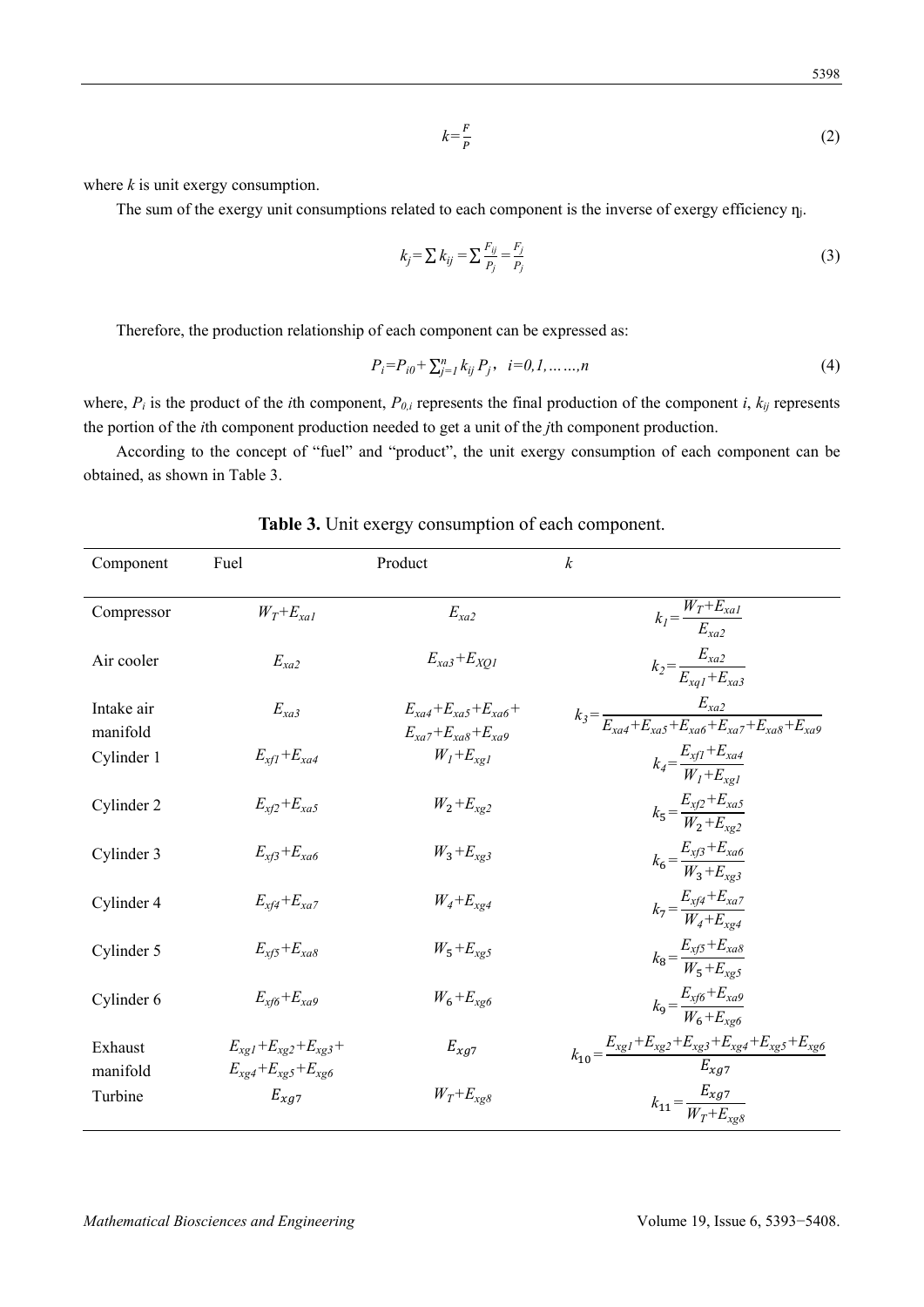$$k=\frac{F}{P} \tag{2}$$

where $k$ is unit exergy consumption.

The sum of the exergy unit consumptions related to each component is the inverse of exergy efficiency $\eta_j$.

$$k_j=\sum k_{ij}=\sum \frac{F_{ij}}{P_j}=\frac{F_j}{P_j} \tag{3}$$

Therefore, the production relationship of each component can be expressed as:

$$P_i=P_{i0}+\sum_{j=1}^{n} k_{ij} P_j,\quad i=0,1,\ldots\ldots,n \tag{4}$$

where, $P_i$ is the product of the $i$th component, $P_{0,i}$ represents the final production of the component $i$, $k_{ij}$ represents the portion of the $i$th component production needed to get a unit of the $j$th component production.

According to the concept of "fuel" and "product", the unit exergy consumption of each component can be obtained, as shown in Table 3.

**Table 3.** Unit exergy consumption of each component.

| Component | Fuel | Product | $k$ |
|---|---|---|---|
| Compressor | $W_T+E_{xa1}$ | $E_{xa2}$ | $k_1=\dfrac{W_T+E_{xa1}}{E_{xa2}}$ |
| Air cooler | $E_{xa2}$ | $E_{xa3}+E_{XQ1}$ | $k_2=\dfrac{E_{xa2}}{E_{xq1}+E_{xa3}}$ |
| Intake air manifold | $E_{xa3}$ | $E_{xa4}+E_{xa5}+E_{xa6}+E_{xa7}+E_{xa8}+E_{xa9}$ | $k_3=\dfrac{E_{xa2}}{E_{xa4}+E_{xa5}+E_{xa6}+E_{xa7}+E_{xa8}+E_{xa9}}$ |
| Cylinder 1 | $E_{xf1}+E_{xa4}$ | $W_1+E_{xg1}$ | $k_4=\dfrac{E_{xf1}+E_{xa4}}{W_1+E_{xg1}}$ |
| Cylinder 2 | $E_{xf2}+E_{xa5}$ | $W_2+E_{xg2}$ | $k_5=\dfrac{E_{xf2}+E_{xa5}}{W_2+E_{xg2}}$ |
| Cylinder 3 | $E_{xf3}+E_{xa6}$ | $W_3+E_{xg3}$ | $k_6=\dfrac{E_{xf3}+E_{xa6}}{W_3+E_{xg3}}$ |
| Cylinder 4 | $E_{xf4}+E_{xa7}$ | $W_4+E_{xg4}$ | $k_7=\dfrac{E_{xf4}+E_{xa7}}{W_4+E_{xg4}}$ |
| Cylinder 5 | $E_{xf5}+E_{xa8}$ | $W_5+E_{xg5}$ | $k_8=\dfrac{E_{xf5}+E_{xa8}}{W_5+E_{xg5}}$ |
| Cylinder 6 | $E_{xf6}+E_{xa9}$ | $W_6+E_{xg6}$ | $k_9=\dfrac{E_{xf6}+E_{xa9}}{W_6+E_{xg6}}$ |
| Exhaust manifold | $E_{xg1}+E_{xg2}+E_{xg3}+E_{xg4}+E_{xg5}+E_{xg6}$ | $E_{xg7}$ | $k_{10}=\dfrac{E_{xg1}+E_{xg2}+E_{xg3}+E_{xg4}+E_{xg5}+E_{xg6}}{E_{xg7}}$ |
| Turbine | $E_{xg7}$ | $W_T+E_{xg8}$ | $k_{11}=\dfrac{E_{xg7}}{W_T+E_{xg8}}$ |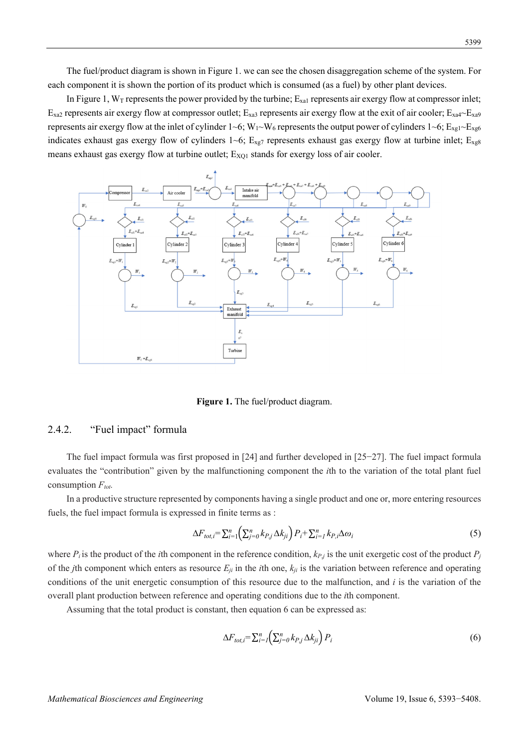The fuel/product diagram is shown in Figure 1. we can see the chosen disaggregation scheme of the system. For each component it is shown the portion of its product which is consumed (as a fuel) by other plant devices.

In Figure 1, $W_T$ represents the power provided by the turbine; $E_{xa1}$ represents air exergy flow at compressor inlet; $E_{xa2}$ represents air exergy flow at compressor outlet; $E_{xa3}$ represents air exergy flow at the exit of air cooler; $E_{xa4}$~$E_{xa9}$ represents air exergy flow at the inlet of cylinder 1~6; $W_1$~$W_6$ represents the output power of cylinders 1~6; $E_{xg1}$~$E_{xg6}$ indicates exhaust gas exergy flow of cylinders 1~6; $E_{xg7}$ represents exhaust gas exergy flow at turbine inlet; $E_{xg8}$ means exhaust gas exergy flow at turbine outlet; $E_{XQ1}$ stands for exergy loss of air cooler.

**Figure 1.** The fuel/product diagram.

## 2.4.2. "Fuel impact" formula

The fuel impact formula was first proposed in [24] and further developed in [25−27]. The fuel impact formula evaluates the "contribution" given by the malfunctioning component the *i*th to the variation of the total plant fuel consumption $F_{tot}$.

In a productive structure represented by components having a single product and one or, more entering resources fuels, the fuel impact formula is expressed in finite terms as :

$$\Delta F_{tot,i}=\sum_{i=1}^{n}\left(\sum_{j=0}^{n}k_{P,j}\,\Delta k_{ji}\right)P_i+\sum_{i=1}^{n}k_{P,i}\Delta\omega_i \tag{5}$$

where $P_i$ is the product of the *i*th component in the reference condition, $k_{P,j}$ is the unit exergetic cost of the product $P_j$ of the *j*th component which enters as resource $E_{ji}$ in the *i*th one, $k_{ji}$ is the variation between reference and operating conditions of the unit energetic consumption of this resource due to the malfunction, and *i* is the variation of the overall plant production between reference and operating conditions due to the *i*th component.

Assuming that the total product is constant, then equation 6 can be expressed as:

$$\Delta F_{tot,i}=\sum_{i=1}^{n}\left(\sum_{j=0}^{n}k_{P,j}\,\Delta k_{ji}\right)P_i \tag{6}$$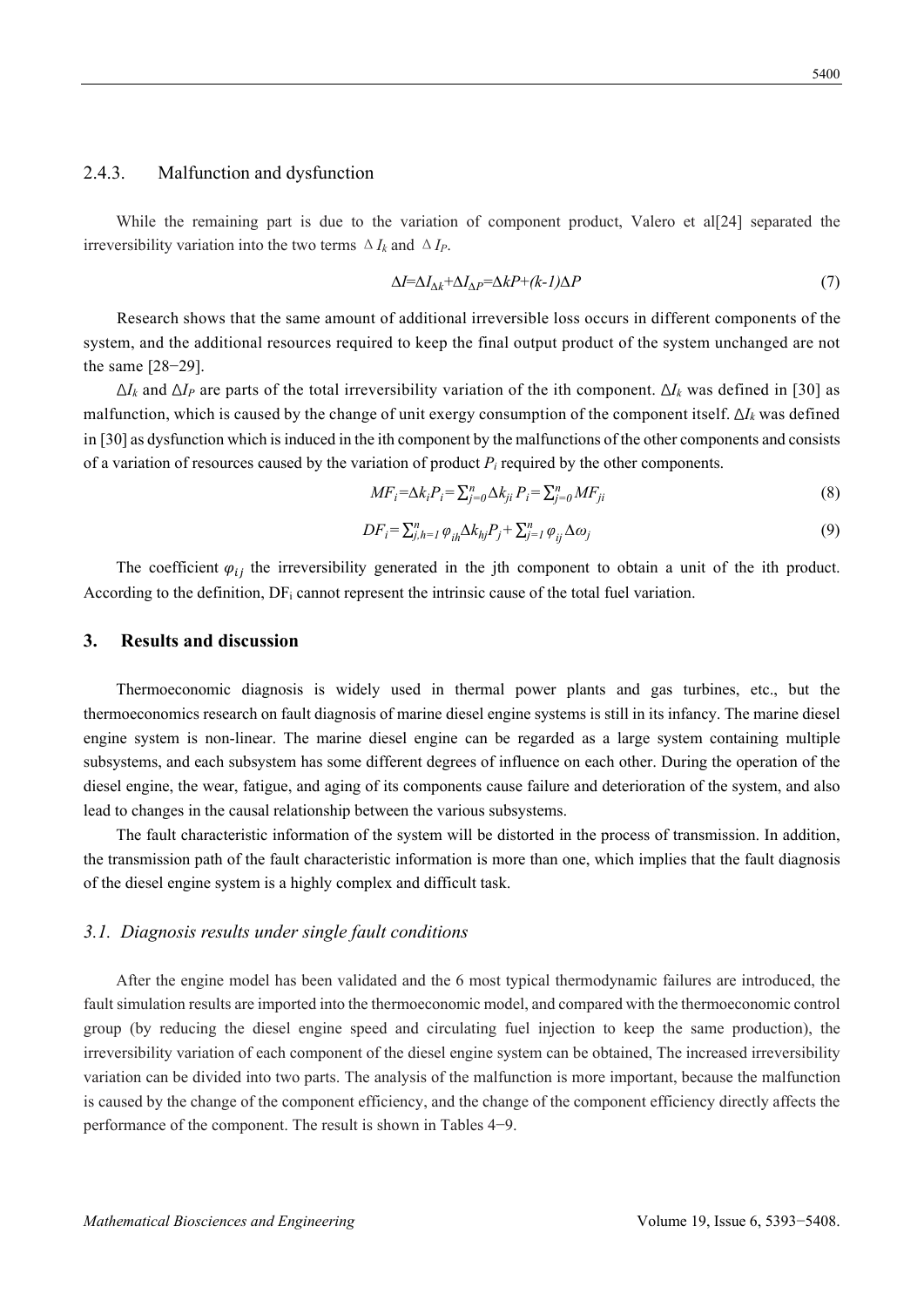### 2.4.3. Malfunction and dysfunction

While the remaining part is due to the variation of component product, Valero et al[24] separated the irreversibility variation into the two terms $\Delta I_k$ and $\Delta I_P$.

$$\Delta I = \Delta I_{\Delta k} + \Delta I_{\Delta P} = \Delta kP + (k-1)\Delta P \tag{7}$$

Research shows that the same amount of additional irreversible loss occurs in different components of the system, and the additional resources required to keep the final output product of the system unchanged are not the same [28−29].

$\Delta I_k$ and $\Delta I_P$ are parts of the total irreversibility variation of the ith component. $\Delta I_k$ was defined in [30] as malfunction, which is caused by the change of unit exergy consumption of the component itself. $\Delta I_k$ was defined in [30] as dysfunction which is induced in the ith component by the malfunctions of the other components and consists of a variation of resources caused by the variation of product $P_i$ required by the other components.

$$MF_i = \Delta k_i P_i = \sum_{j=0}^{n} \Delta k_{ji} P_i = \sum_{j=0}^{n} MF_{ji} \tag{8}$$

$$DF_i = \sum_{j,h=1}^{n} \varphi_{ih} \Delta k_{hj} P_j + \sum_{j=1}^{n} \varphi_{ij} \Delta \omega_j \tag{9}$$

The coefficient $\varphi_{ij}$ the irreversibility generated in the jth component to obtain a unit of the ith product. According to the definition, $DF_i$ cannot represent the intrinsic cause of the total fuel variation.

## 3. Results and discussion

Thermoeconomic diagnosis is widely used in thermal power plants and gas turbines, etc., but the thermoeconomics research on fault diagnosis of marine diesel engine systems is still in its infancy. The marine diesel engine system is non-linear. The marine diesel engine can be regarded as a large system containing multiple subsystems, and each subsystem has some different degrees of influence on each other. During the operation of the diesel engine, the wear, fatigue, and aging of its components cause failure and deterioration of the system, and also lead to changes in the causal relationship between the various subsystems.

The fault characteristic information of the system will be distorted in the process of transmission. In addition, the transmission path of the fault characteristic information is more than one, which implies that the fault diagnosis of the diesel engine system is a highly complex and difficult task.

### *3.1. Diagnosis results under single fault conditions*

After the engine model has been validated and the 6 most typical thermodynamic failures are introduced, the fault simulation results are imported into the thermoeconomic model, and compared with the thermoeconomic control group (by reducing the diesel engine speed and circulating fuel injection to keep the same production), the irreversibility variation of each component of the diesel engine system can be obtained, The increased irreversibility variation can be divided into two parts. The analysis of the malfunction is more important, because the malfunction is caused by the change of the component efficiency, and the change of the component efficiency directly affects the performance of the component. The result is shown in Tables 4−9.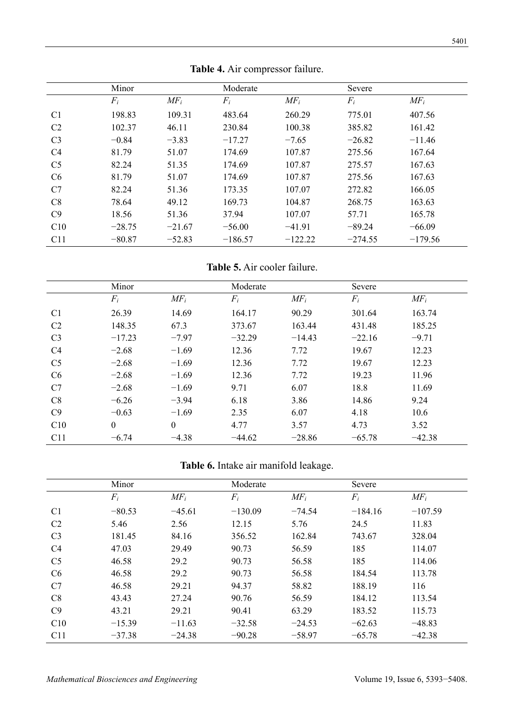**Table 4.** Air compressor failure.

| | Minor | | Moderate | | Severe | |
|---|---|---|---|---|---|---|
| | $F_i$ | $MF_i$ | $F_i$ | $MF_i$ | $F_i$ | $MF_i$ |
| C1 | 198.83 | 109.31 | 483.64 | 260.29 | 775.01 | 407.56 |
| C2 | 102.37 | 46.11 | 230.84 | 100.38 | 385.82 | 161.42 |
| C3 | −0.84 | −3.83 | −17.27 | −7.65 | −26.82 | −11.46 |
| C4 | 81.79 | 51.07 | 174.69 | 107.87 | 275.56 | 167.64 |
| C5 | 82.24 | 51.35 | 174.69 | 107.87 | 275.57 | 167.63 |
| C6 | 81.79 | 51.07 | 174.69 | 107.87 | 275.56 | 167.63 |
| C7 | 82.24 | 51.36 | 173.35 | 107.07 | 272.82 | 166.05 |
| C8 | 78.64 | 49.12 | 169.73 | 104.87 | 268.75 | 163.63 |
| C9 | 18.56 | 51.36 | 37.94 | 107.07 | 57.71 | 165.78 |
| C10 | −28.75 | −21.67 | −56.00 | −41.91 | −89.24 | −66.09 |
| C11 | −80.87 | −52.83 | −186.57 | −122.22 | −274.55 | −179.56 |

**Table 5.** Air cooler failure.

| | Minor | | Moderate | | Severe | |
|---|---|---|---|---|---|---|
| | $F_i$ | $MF_i$ | $F_i$ | $MF_i$ | $F_i$ | $MF_i$ |
| C1 | 26.39 | 14.69 | 164.17 | 90.29 | 301.64 | 163.74 |
| C2 | 148.35 | 67.3 | 373.67 | 163.44 | 431.48 | 185.25 |
| C3 | −17.23 | −7.97 | −32.29 | −14.43 | −22.16 | −9.71 |
| C4 | −2.68 | −1.69 | 12.36 | 7.72 | 19.67 | 12.23 |
| C5 | −2.68 | −1.69 | 12.36 | 7.72 | 19.67 | 12.23 |
| C6 | −2.68 | −1.69 | 12.36 | 7.72 | 19.23 | 11.96 |
| C7 | −2.68 | −1.69 | 9.71 | 6.07 | 18.8 | 11.69 |
| C8 | −6.26 | −3.94 | 6.18 | 3.86 | 14.86 | 9.24 |
| C9 | −0.63 | −1.69 | 2.35 | 6.07 | 4.18 | 10.6 |
| C10 | 0 | 0 | 4.77 | 3.57 | 4.73 | 3.52 |
| C11 | −6.74 | −4.38 | −44.62 | −28.86 | −65.78 | −42.38 |

**Table 6.** Intake air manifold leakage.

| | Minor | | Moderate | | Severe | |
|---|---|---|---|---|---|---|
| | $F_i$ | $MF_i$ | $F_i$ | $MF_i$ | $F_i$ | $MF_i$ |
| C1 | −80.53 | −45.61 | −130.09 | −74.54 | −184.16 | −107.59 |
| C2 | 5.46 | 2.56 | 12.15 | 5.76 | 24.5 | 11.83 |
| C3 | 181.45 | 84.16 | 356.52 | 162.84 | 743.67 | 328.04 |
| C4 | 47.03 | 29.49 | 90.73 | 56.59 | 185 | 114.07 |
| C5 | 46.58 | 29.2 | 90.73 | 56.58 | 185 | 114.06 |
| C6 | 46.58 | 29.2 | 90.73 | 56.58 | 184.54 | 113.78 |
| C7 | 46.58 | 29.21 | 94.37 | 58.82 | 188.19 | 116 |
| C8 | 43.43 | 27.24 | 90.76 | 56.59 | 184.12 | 113.54 |
| C9 | 43.21 | 29.21 | 90.41 | 63.29 | 183.52 | 115.73 |
| C10 | −15.39 | −11.63 | −32.58 | −24.53 | −62.63 | −48.83 |
| C11 | −37.38 | −24.38 | −90.28 | −58.97 | −65.78 | −42.38 |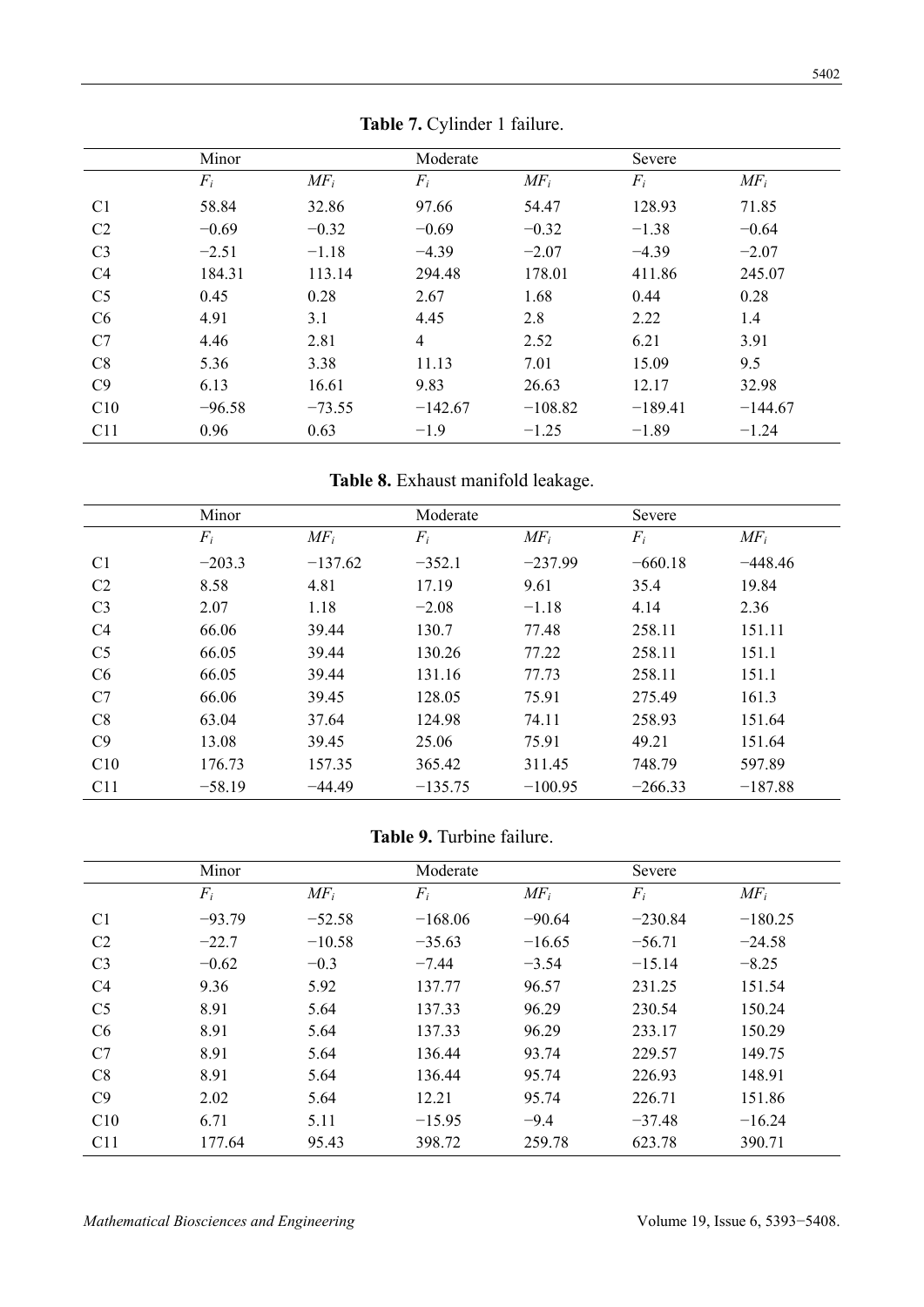**Table 7.** Cylinder 1 failure.

| | Minor | | Moderate | | Severe | |
|---|---|---|---|---|---|---|
| | $F_i$ | $MF_i$ | $F_i$ | $MF_i$ | $F_i$ | $MF_i$ |
| C1 | 58.84 | 32.86 | 97.66 | 54.47 | 128.93 | 71.85 |
| C2 | −0.69 | −0.32 | −0.69 | −0.32 | −1.38 | −0.64 |
| C3 | −2.51 | −1.18 | −4.39 | −2.07 | −4.39 | −2.07 |
| C4 | 184.31 | 113.14 | 294.48 | 178.01 | 411.86 | 245.07 |
| C5 | 0.45 | 0.28 | 2.67 | 1.68 | 0.44 | 0.28 |
| C6 | 4.91 | 3.1 | 4.45 | 2.8 | 2.22 | 1.4 |
| C7 | 4.46 | 2.81 | 4 | 2.52 | 6.21 | 3.91 |
| C8 | 5.36 | 3.38 | 11.13 | 7.01 | 15.09 | 9.5 |
| C9 | 6.13 | 16.61 | 9.83 | 26.63 | 12.17 | 32.98 |
| C10 | −96.58 | −73.55 | −142.67 | −108.82 | −189.41 | −144.67 |
| C11 | 0.96 | 0.63 | −1.9 | −1.25 | −1.89 | −1.24 |

**Table 8.** Exhaust manifold leakage.

| | Minor | | Moderate | | Severe | |
|---|---|---|---|---|---|---|
| | $F_i$ | $MF_i$ | $F_i$ | $MF_i$ | $F_i$ | $MF_i$ |
| C1 | −203.3 | −137.62 | −352.1 | −237.99 | −660.18 | −448.46 |
| C2 | 8.58 | 4.81 | 17.19 | 9.61 | 35.4 | 19.84 |
| C3 | 2.07 | 1.18 | −2.08 | −1.18 | 4.14 | 2.36 |
| C4 | 66.06 | 39.44 | 130.7 | 77.48 | 258.11 | 151.11 |
| C5 | 66.05 | 39.44 | 130.26 | 77.22 | 258.11 | 151.1 |
| C6 | 66.05 | 39.44 | 131.16 | 77.73 | 258.11 | 151.1 |
| C7 | 66.06 | 39.45 | 128.05 | 75.91 | 275.49 | 161.3 |
| C8 | 63.04 | 37.64 | 124.98 | 74.11 | 258.93 | 151.64 |
| C9 | 13.08 | 39.45 | 25.06 | 75.91 | 49.21 | 151.64 |
| C10 | 176.73 | 157.35 | 365.42 | 311.45 | 748.79 | 597.89 |
| C11 | −58.19 | −44.49 | −135.75 | −100.95 | −266.33 | −187.88 |

**Table 9.** Turbine failure.

| | Minor | | Moderate | | Severe | |
|---|---|---|---|---|---|---|
| | $F_i$ | $MF_i$ | $F_i$ | $MF_i$ | $F_i$ | $MF_i$ |
| C1 | −93.79 | −52.58 | −168.06 | −90.64 | −230.84 | −180.25 |
| C2 | −22.7 | −10.58 | −35.63 | −16.65 | −56.71 | −24.58 |
| C3 | −0.62 | −0.3 | −7.44 | −3.54 | −15.14 | −8.25 |
| C4 | 9.36 | 5.92 | 137.77 | 96.57 | 231.25 | 151.54 |
| C5 | 8.91 | 5.64 | 137.33 | 96.29 | 230.54 | 150.24 |
| C6 | 8.91 | 5.64 | 137.33 | 96.29 | 233.17 | 150.29 |
| C7 | 8.91 | 5.64 | 136.44 | 93.74 | 229.57 | 149.75 |
| C8 | 8.91 | 5.64 | 136.44 | 95.74 | 226.93 | 148.91 |
| C9 | 2.02 | 5.64 | 12.21 | 95.74 | 226.71 | 151.86 |
| C10 | 6.71 | 5.11 | −15.95 | −9.4 | −37.48 | −16.24 |
| C11 | 177.64 | 95.43 | 398.72 | 259.78 | 623.78 | 390.71 |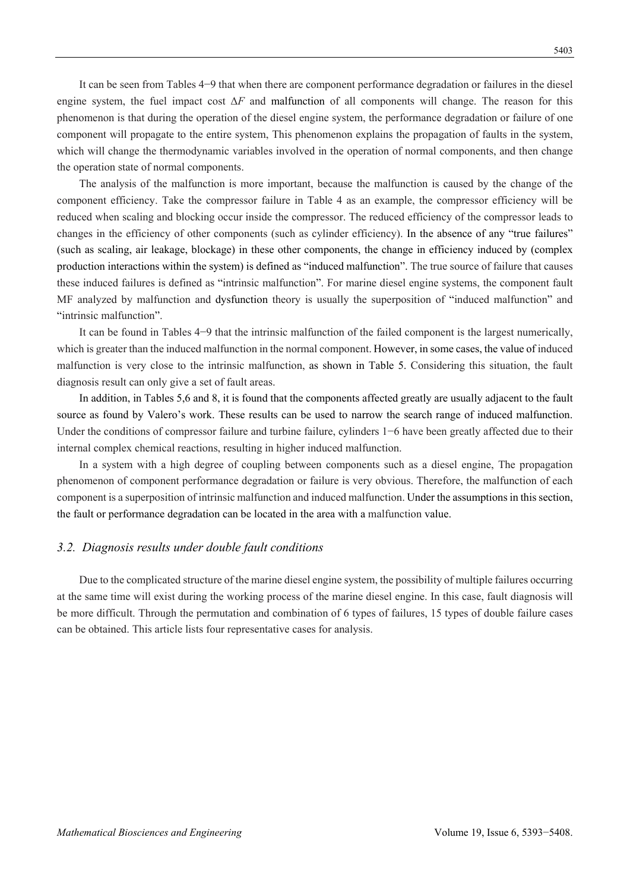It can be seen from Tables 4−9 that when there are component performance degradation or failures in the diesel engine system, the fuel impact cost $\Delta F$ and malfunction of all components will change. The reason for this phenomenon is that during the operation of the diesel engine system, the performance degradation or failure of one component will propagate to the entire system, This phenomenon explains the propagation of faults in the system, which will change the thermodynamic variables involved in the operation of normal components, and then change the operation state of normal components.

The analysis of the malfunction is more important, because the malfunction is caused by the change of the component efficiency. Take the compressor failure in Table 4 as an example, the compressor efficiency will be reduced when scaling and blocking occur inside the compressor. The reduced efficiency of the compressor leads to changes in the efficiency of other components (such as cylinder efficiency). In the absence of any "true failures" (such as scaling, air leakage, blockage) in these other components, the change in efficiency induced by (complex production interactions within the system) is defined as "induced malfunction". The true source of failure that causes these induced failures is defined as "intrinsic malfunction". For marine diesel engine systems, the component fault MF analyzed by malfunction and dysfunction theory is usually the superposition of "induced malfunction" and "intrinsic malfunction".

It can be found in Tables 4−9 that the intrinsic malfunction of the failed component is the largest numerically, which is greater than the induced malfunction in the normal component. However, in some cases, the value of induced malfunction is very close to the intrinsic malfunction, as shown in Table 5. Considering this situation, the fault diagnosis result can only give a set of fault areas.

In addition, in Tables 5,6 and 8, it is found that the components affected greatly are usually adjacent to the fault source as found by Valero's work. These results can be used to narrow the search range of induced malfunction. Under the conditions of compressor failure and turbine failure, cylinders 1−6 have been greatly affected due to their internal complex chemical reactions, resulting in higher induced malfunction.

In a system with a high degree of coupling between components such as a diesel engine, The propagation phenomenon of component performance degradation or failure is very obvious. Therefore, the malfunction of each component is a superposition of intrinsic malfunction and induced malfunction. Under the assumptions in this section, the fault or performance degradation can be located in the area with a malfunction value.

### 3.2. *Diagnosis results under double fault conditions*

Due to the complicated structure of the marine diesel engine system, the possibility of multiple failures occurring at the same time will exist during the working process of the marine diesel engine. In this case, fault diagnosis will be more difficult. Through the permutation and combination of 6 types of failures, 15 types of double failure cases can be obtained. This article lists four representative cases for analysis.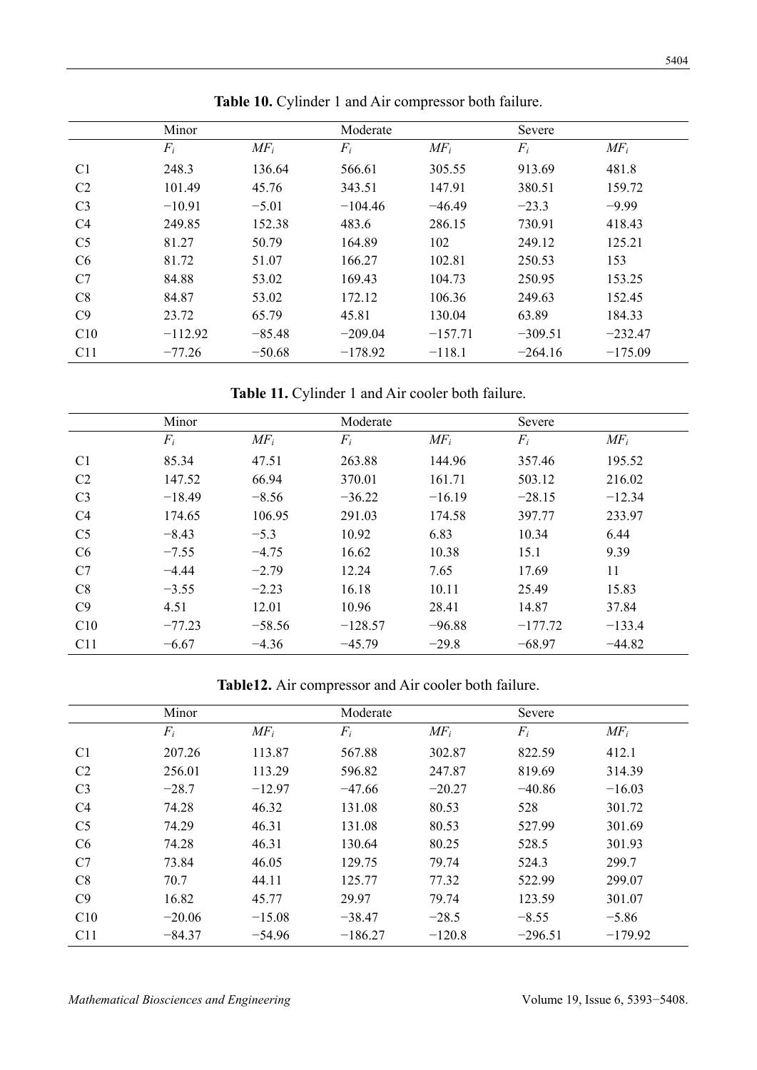**Table 10.** Cylinder 1 and Air compressor both failure.

| | Minor | | Moderate | | Severe | |
|---|---|---|---|---|---|---|
| | $F_i$ | $MF_i$ | $F_i$ | $MF_i$ | $F_i$ | $MF_i$ |
| C1 | 248.3 | 136.64 | 566.61 | 305.55 | 913.69 | 481.8 |
| C2 | 101.49 | 45.76 | 343.51 | 147.91 | 380.51 | 159.72 |
| C3 | −10.91 | −5.01 | −104.46 | −46.49 | −23.3 | −9.99 |
| C4 | 249.85 | 152.38 | 483.6 | 286.15 | 730.91 | 418.43 |
| C5 | 81.27 | 50.79 | 164.89 | 102 | 249.12 | 125.21 |
| C6 | 81.72 | 51.07 | 166.27 | 102.81 | 250.53 | 153 |
| C7 | 84.88 | 53.02 | 169.43 | 104.73 | 250.95 | 153.25 |
| C8 | 84.87 | 53.02 | 172.12 | 106.36 | 249.63 | 152.45 |
| C9 | 23.72 | 65.79 | 45.81 | 130.04 | 63.89 | 184.33 |
| C10 | −112.92 | −85.48 | −209.04 | −157.71 | −309.51 | −232.47 |
| C11 | −77.26 | −50.68 | −178.92 | −118.1 | −264.16 | −175.09 |

**Table 11.** Cylinder 1 and Air cooler both failure.

| | Minor | | Moderate | | Severe | |
|---|---|---|---|---|---|---|
| | $F_i$ | $MF_i$ | $F_i$ | $MF_i$ | $F_i$ | $MF_i$ |
| C1 | 85.34 | 47.51 | 263.88 | 144.96 | 357.46 | 195.52 |
| C2 | 147.52 | 66.94 | 370.01 | 161.71 | 503.12 | 216.02 |
| C3 | −18.49 | −8.56 | −36.22 | −16.19 | −28.15 | −12.34 |
| C4 | 174.65 | 106.95 | 291.03 | 174.58 | 397.77 | 233.97 |
| C5 | −8.43 | −5.3 | 10.92 | 6.83 | 10.34 | 6.44 |
| C6 | −7.55 | −4.75 | 16.62 | 10.38 | 15.1 | 9.39 |
| C7 | −4.44 | −2.79 | 12.24 | 7.65 | 17.69 | 11 |
| C8 | −3.55 | −2.23 | 16.18 | 10.11 | 25.49 | 15.83 |
| C9 | 4.51 | 12.01 | 10.96 | 28.41 | 14.87 | 37.84 |
| C10 | −77.23 | −58.56 | −128.57 | −96.88 | −177.72 | −133.4 |
| C11 | −6.67 | −4.36 | −45.79 | −29.8 | −68.97 | −44.82 |

**Table12.** Air compressor and Air cooler both failure.

| | Minor | | Moderate | | Severe | |
|---|---|---|---|---|---|---|
| | $F_i$ | $MF_i$ | $F_i$ | $MF_i$ | $F_i$ | $MF_i$ |
| C1 | 207.26 | 113.87 | 567.88 | 302.87 | 822.59 | 412.1 |
| C2 | 256.01 | 113.29 | 596.82 | 247.87 | 819.69 | 314.39 |
| C3 | −28.7 | −12.97 | −47.66 | −20.27 | −40.86 | −16.03 |
| C4 | 74.28 | 46.32 | 131.08 | 80.53 | 528 | 301.72 |
| C5 | 74.29 | 46.31 | 131.08 | 80.53 | 527.99 | 301.69 |
| C6 | 74.28 | 46.31 | 130.64 | 80.25 | 528.5 | 301.93 |
| C7 | 73.84 | 46.05 | 129.75 | 79.74 | 524.3 | 299.7 |
| C8 | 70.7 | 44.11 | 125.77 | 77.32 | 522.99 | 299.07 |
| C9 | 16.82 | 45.77 | 29.97 | 79.74 | 123.59 | 301.07 |
| C10 | −20.06 | −15.08 | −38.47 | −28.5 | −8.55 | −5.86 |
| C11 | −84.37 | −54.96 | −186.27 | −120.8 | −296.51 | −179.92 |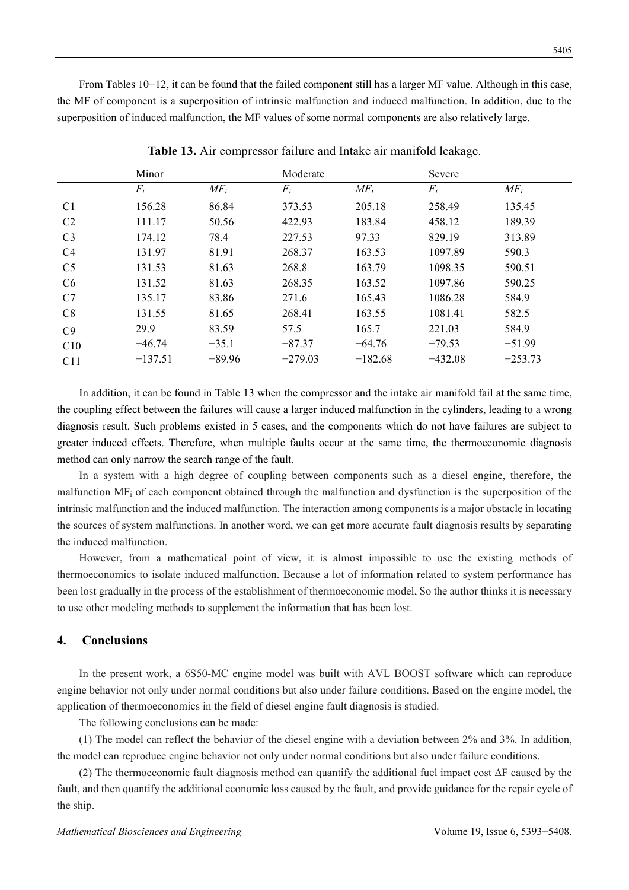From Tables 10−12, it can be found that the failed component still has a larger MF value. Although in this case, the MF of component is a superposition of intrinsic malfunction and induced malfunction. In addition, due to the superposition of induced malfunction, the MF values of some normal components are also relatively large.

**Table 13.** Air compressor failure and Intake air manifold leakage.

| | Minor | | Moderate | | Severe | |
|---|---|---|---|---|---|---|
| | $F_i$ | $MF_i$ | $F_i$ | $MF_i$ | $F_i$ | $MF_i$ |
| C1 | 156.28 | 86.84 | 373.53 | 205.18 | 258.49 | 135.45 |
| C2 | 111.17 | 50.56 | 422.93 | 183.84 | 458.12 | 189.39 |
| C3 | 174.12 | 78.4 | 227.53 | 97.33 | 829.19 | 313.89 |
| C4 | 131.97 | 81.91 | 268.37 | 163.53 | 1097.89 | 590.3 |
| C5 | 131.53 | 81.63 | 268.8 | 163.79 | 1098.35 | 590.51 |
| C6 | 131.52 | 81.63 | 268.35 | 163.52 | 1097.86 | 590.25 |
| C7 | 135.17 | 83.86 | 271.6 | 165.43 | 1086.28 | 584.9 |
| C8 | 131.55 | 81.65 | 268.41 | 163.55 | 1081.41 | 582.5 |
| C9 | 29.9 | 83.59 | 57.5 | 165.7 | 221.03 | 584.9 |
| C10 | −46.74 | −35.1 | −87.37 | −64.76 | −79.53 | −51.99 |
| C11 | −137.51 | −89.96 | −279.03 | −182.68 | −432.08 | −253.73 |

In addition, it can be found in Table 13 when the compressor and the intake air manifold fail at the same time, the coupling effect between the failures will cause a larger induced malfunction in the cylinders, leading to a wrong diagnosis result. Such problems existed in 5 cases, and the components which do not have failures are subject to greater induced effects. Therefore, when multiple faults occur at the same time, the thermoeconomic diagnosis method can only narrow the search range of the fault.

In a system with a high degree of coupling between components such as a diesel engine, therefore, the malfunction $MF_i$ of each component obtained through the malfunction and dysfunction is the superposition of the intrinsic malfunction and the induced malfunction. The interaction among components is a major obstacle in locating the sources of system malfunctions. In another word, we can get more accurate fault diagnosis results by separating the induced malfunction.

However, from a mathematical point of view, it is almost impossible to use the existing methods of thermoeconomics to isolate induced malfunction. Because a lot of information related to system performance has been lost gradually in the process of the establishment of thermoeconomic model, So the author thinks it is necessary to use other modeling methods to supplement the information that has been lost.

## 4. Conclusions

In the present work, a 6S50-MC engine model was built with AVL BOOST software which can reproduce engine behavior not only under normal conditions but also under failure conditions. Based on the engine model, the application of thermoeconomics in the field of diesel engine fault diagnosis is studied.

The following conclusions can be made:

(1) The model can reflect the behavior of the diesel engine with a deviation between 2% and 3%. In addition, the model can reproduce engine behavior not only under normal conditions but also under failure conditions.

(2) The thermoeconomic fault diagnosis method can quantify the additional fuel impact cost $\Delta F$ caused by the fault, and then quantify the additional economic loss caused by the fault, and provide guidance for the repair cycle of the ship.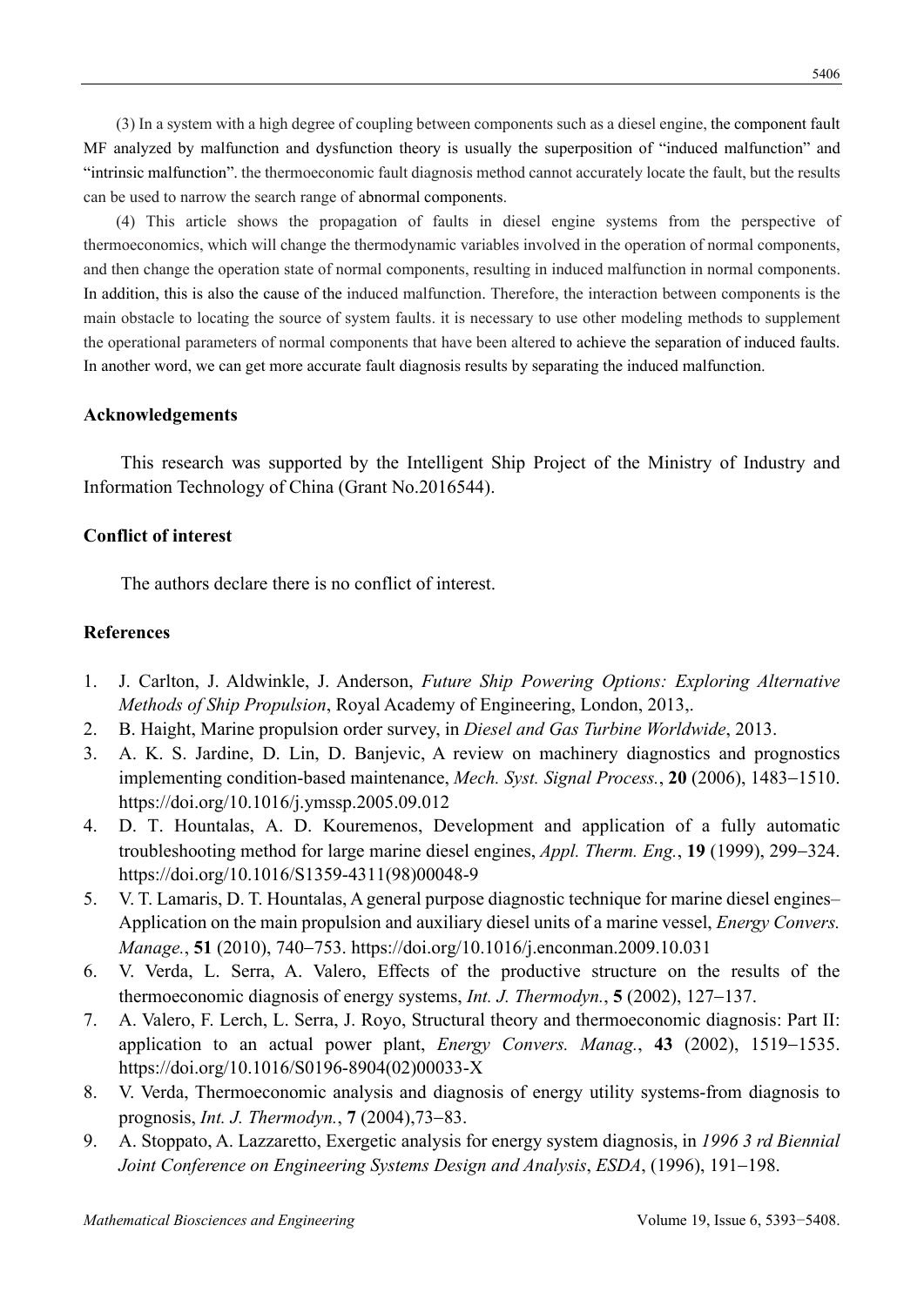(3) In a system with a high degree of coupling between components such as a diesel engine, the component fault MF analyzed by malfunction and dysfunction theory is usually the superposition of "induced malfunction" and "intrinsic malfunction". the thermoeconomic fault diagnosis method cannot accurately locate the fault, but the results can be used to narrow the search range of abnormal components.

(4) This article shows the propagation of faults in diesel engine systems from the perspective of thermoeconomics, which will change the thermodynamic variables involved in the operation of normal components, and then change the operation state of normal components, resulting in induced malfunction in normal components. In addition, this is also the cause of the induced malfunction. Therefore, the interaction between components is the main obstacle to locating the source of system faults. it is necessary to use other modeling methods to supplement the operational parameters of normal components that have been altered to achieve the separation of induced faults. In another word, we can get more accurate fault diagnosis results by separating the induced malfunction.

## Acknowledgements

This research was supported by the Intelligent Ship Project of the Ministry of Industry and Information Technology of China (Grant No.2016544).

## Conflict of interest

The authors declare there is no conflict of interest.

## References

1. J. Carlton, J. Aldwinkle, J. Anderson, *Future Ship Powering Options: Exploring Alternative Methods of Ship Propulsion*, Royal Academy of Engineering, London, 2013,.
2. B. Haight, Marine propulsion order survey, in *Diesel and Gas Turbine Worldwide*, 2013.
3. A. K. S. Jardine, D. Lin, D. Banjevic, A review on machinery diagnostics and prognostics implementing condition-based maintenance, *Mech. Syst. Signal Process.*, **20** (2006), 1483−1510. https://doi.org/10.1016/j.ymssp.2005.09.012
4. D. T. Hountalas, A. D. Kouremenos, Development and application of a fully automatic troubleshooting method for large marine diesel engines, *Appl. Therm. Eng.*, **19** (1999), 299−324. https://doi.org/10.1016/S1359-4311(98)00048-9
5. V. T. Lamaris, D. T. Hountalas, A general purpose diagnostic technique for marine diesel engines–Application on the main propulsion and auxiliary diesel units of a marine vessel, *Energy Convers. Manage.*, **51** (2010), 740−753. https://doi.org/10.1016/j.enconman.2009.10.031
6. V. Verda, L. Serra, A. Valero, Effects of the productive structure on the results of the thermoeconomic diagnosis of energy systems, *Int. J. Thermodyn.*, **5** (2002), 127−137.
7. A. Valero, F. Lerch, L. Serra, J. Royo, Structural theory and thermoeconomic diagnosis: Part II: application to an actual power plant, *Energy Convers. Manag.*, **43** (2002), 1519−1535. https://doi.org/10.1016/S0196-8904(02)00033-X
8. V. Verda, Thermoeconomic analysis and diagnosis of energy utility systems-from diagnosis to prognosis, *Int. J. Thermodyn.*, **7** (2004),73−83.
9. A. Stoppato, A. Lazzaretto, Exergetic analysis for energy system diagnosis, in *1996 3 rd Biennial Joint Conference on Engineering Systems Design and Analysis*, *ESDA*, (1996), 191−198.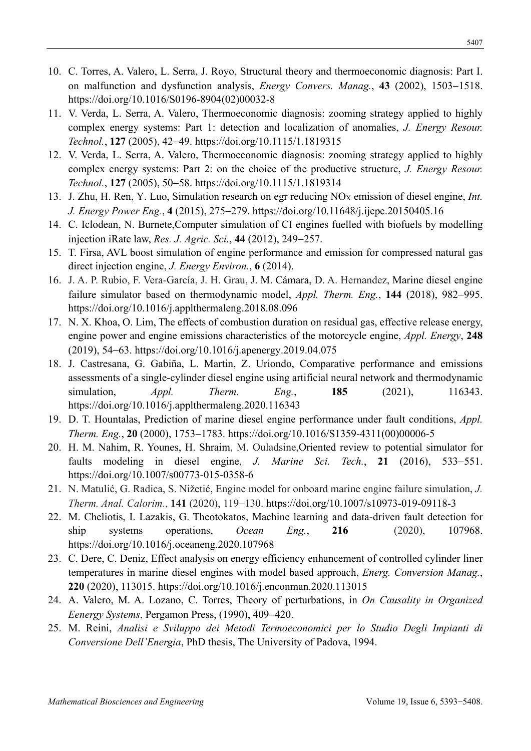10. C. Torres, A. Valero, L. Serra, J. Royo, Structural theory and thermoeconomic diagnosis: Part I. on malfunction and dysfunction analysis, *Energy Convers. Manag.*, **43** (2002), 1503−1518. https://doi.org/10.1016/S0196-8904(02)00032-8
11. V. Verda, L. Serra, A. Valero, Thermoeconomic diagnosis: zooming strategy applied to highly complex energy systems: Part 1: detection and localization of anomalies, *J. Energy Resour. Technol.*, **127** (2005), 42−49. https://doi.org/10.1115/1.1819315
12. V. Verda, L. Serra, A. Valero, Thermoeconomic diagnosis: zooming strategy applied to highly complex energy systems: Part 2: on the choice of the productive structure, *J. Energy Resour. Technol.*, **127** (2005), 50−58. https://doi.org/10.1115/1.1819314
13. J. Zhu, H. Ren, Y. Luo, Simulation research on egr reducing $NO_X$ emission of diesel engine, *Int. J. Energy Power Eng.*, **4** (2015), 275−279. https://doi.org/10.11648/j.ijepe.20150405.16
14. C. Iclodean, N. Burnete,Computer simulation of CI engines fuelled with biofuels by modelling injection iRate law, *Res. J. Agric. Sci.*, **44** (2012), 249−257.
15. T. Firsa, AVL boost simulation of engine performance and emission for compressed natural gas direct injection engine, *J. Energy Environ.*, **6** (2014).
16. J. A. P. Rubio, F. Vera-García, J. H. Grau, J. M. Cámara, D. A. Hernandez, Marine diesel engine failure simulator based on thermodynamic model, *Appl. Therm. Eng.*, **144** (2018), 982−995. https://doi.org/10.1016/j.applthermaleng.2018.08.096
17. N. X. Khoa, O. Lim, The effects of combustion duration on residual gas, effective release energy, engine power and engine emissions characteristics of the motorcycle engine, *Appl. Energy*, **248** (2019), 54−63. https://doi.org/10.1016/j.apenergy.2019.04.075
18. J. Castresana, G. Gabiña, L. Martin, Z. Uriondo, Comparative performance and emissions assessments of a single-cylinder diesel engine using artificial neural network and thermodynamic simulation, *Appl. Therm. Eng.*, **185** (2021), 116343. https://doi.org/10.1016/j.applthermaleng.2020.116343
19. D. T. Hountalas, Prediction of marine diesel engine performance under fault conditions, *Appl. Therm. Eng.*, **20** (2000), 1753−1783. https://doi.org/10.1016/S1359-4311(00)00006-5
20. H. M. Nahim, R. Younes, H. Shraim, M. Ouladsine,Oriented review to potential simulator for faults modeling in diesel engine, *J. Marine Sci. Tech.*, **21** (2016), 533−551. https://doi.org/10.1007/s00773-015-0358-6
21. N. Matulić, G. Radica, S. Nižetić, Engine model for onboard marine engine failure simulation, *J. Therm. Anal. Calorim.*, **141** (2020), 119−130. https://doi.org/10.1007/s10973-019-09118-3
22. M. Cheliotis, I. Lazakis, G. Theotokatos, Machine learning and data-driven fault detection for ship systems operations, *Ocean Eng.*, **216** (2020), 107968. https://doi.org/10.1016/j.oceaneng.2020.107968
23. C. Dere, C. Deniz, Effect analysis on energy efficiency enhancement of controlled cylinder liner temperatures in marine diesel engines with model based approach, *Energ. Conversion Manag.*, **220** (2020), 113015. https://doi.org/10.1016/j.enconman.2020.113015
24. A. Valero, M. A. Lozano, C. Torres, Theory of perturbations, in *On Causality in Organized Eenergy Systems*, Pergamon Press, (1990), 409−420.
25. M. Reini, *Analisi e Sviluppo dei Metodi Termoeconomici per lo Studio Degli Impianti di Conversione Dell'Energia*, PhD thesis, The University of Padova, 1994.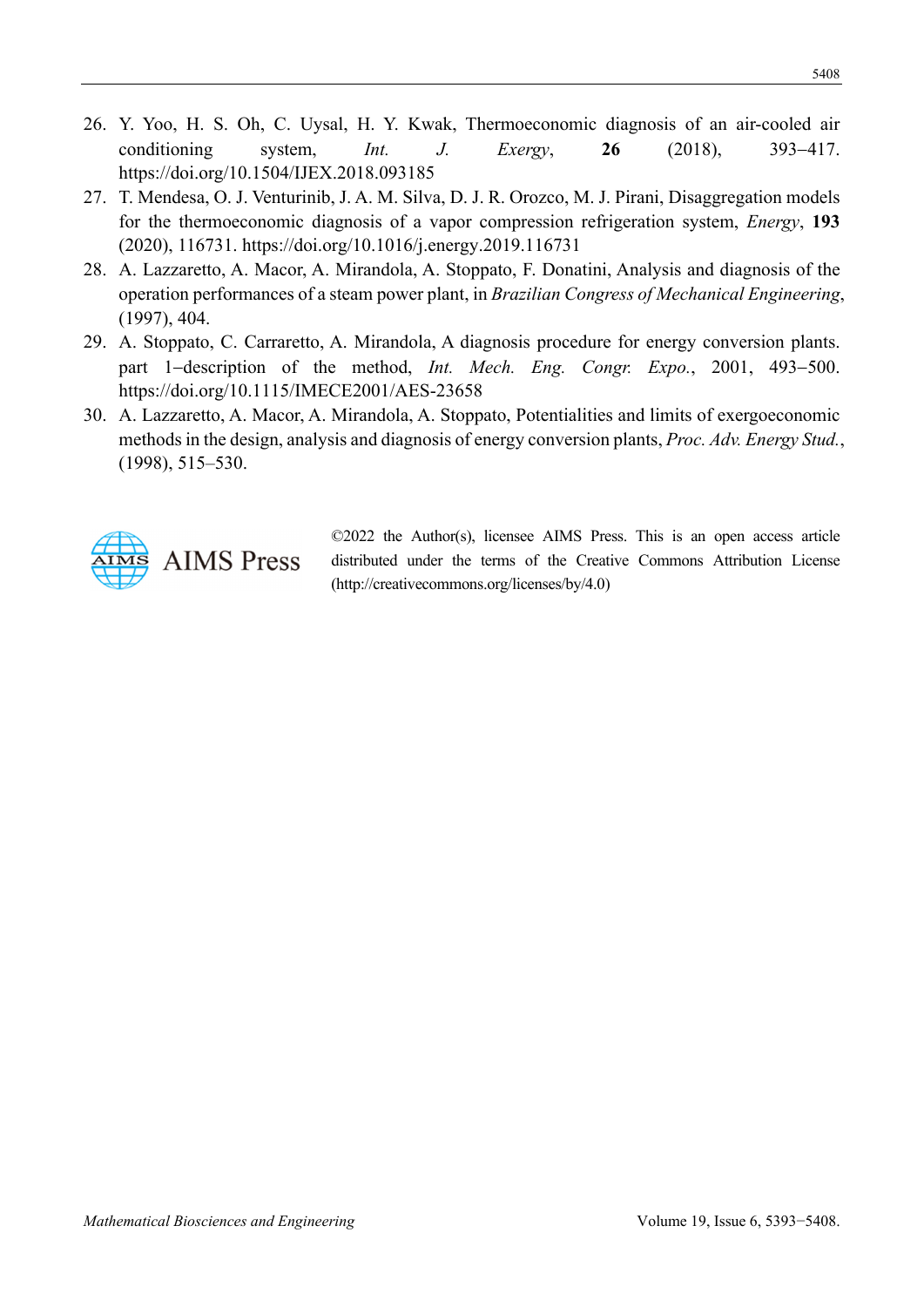26. Y. Yoo, H. S. Oh, C. Uysal, H. Y. Kwak, Thermoeconomic diagnosis of an air-cooled air conditioning system, *Int. J. Exergy*, **26** (2018), 393–417. https://doi.org/10.1504/IJEX.2018.093185
27. T. Mendesa, O. J. Venturinib, J. A. M. Silva, D. J. R. Orozco, M. J. Pirani, Disaggregation models for the thermoeconomic diagnosis of a vapor compression refrigeration system, *Energy*, **193** (2020), 116731. https://doi.org/10.1016/j.energy.2019.116731
28. A. Lazzaretto, A. Macor, A. Mirandola, A. Stoppato, F. Donatini, Analysis and diagnosis of the operation performances of a steam power plant, in *Brazilian Congress of Mechanical Engineering*, (1997), 404.
29. A. Stoppato, C. Carraretto, A. Mirandola, A diagnosis procedure for energy conversion plants. part 1–description of the method, *Int. Mech. Eng. Congr. Expo.*, 2001, 493–500. https://doi.org/10.1115/IMECE2001/AES-23658
30. A. Lazzaretto, A. Macor, A. Mirandola, A. Stoppato, Potentialities and limits of exergoeconomic methods in the design, analysis and diagnosis of energy conversion plants, *Proc. Adv. Energy Stud.*, (1998), 515–530.

AIMS Press

©2022 the Author(s), licensee AIMS Press. This is an open access article distributed under the terms of the Creative Commons Attribution License (http://creativecommons.org/licenses/by/4.0)